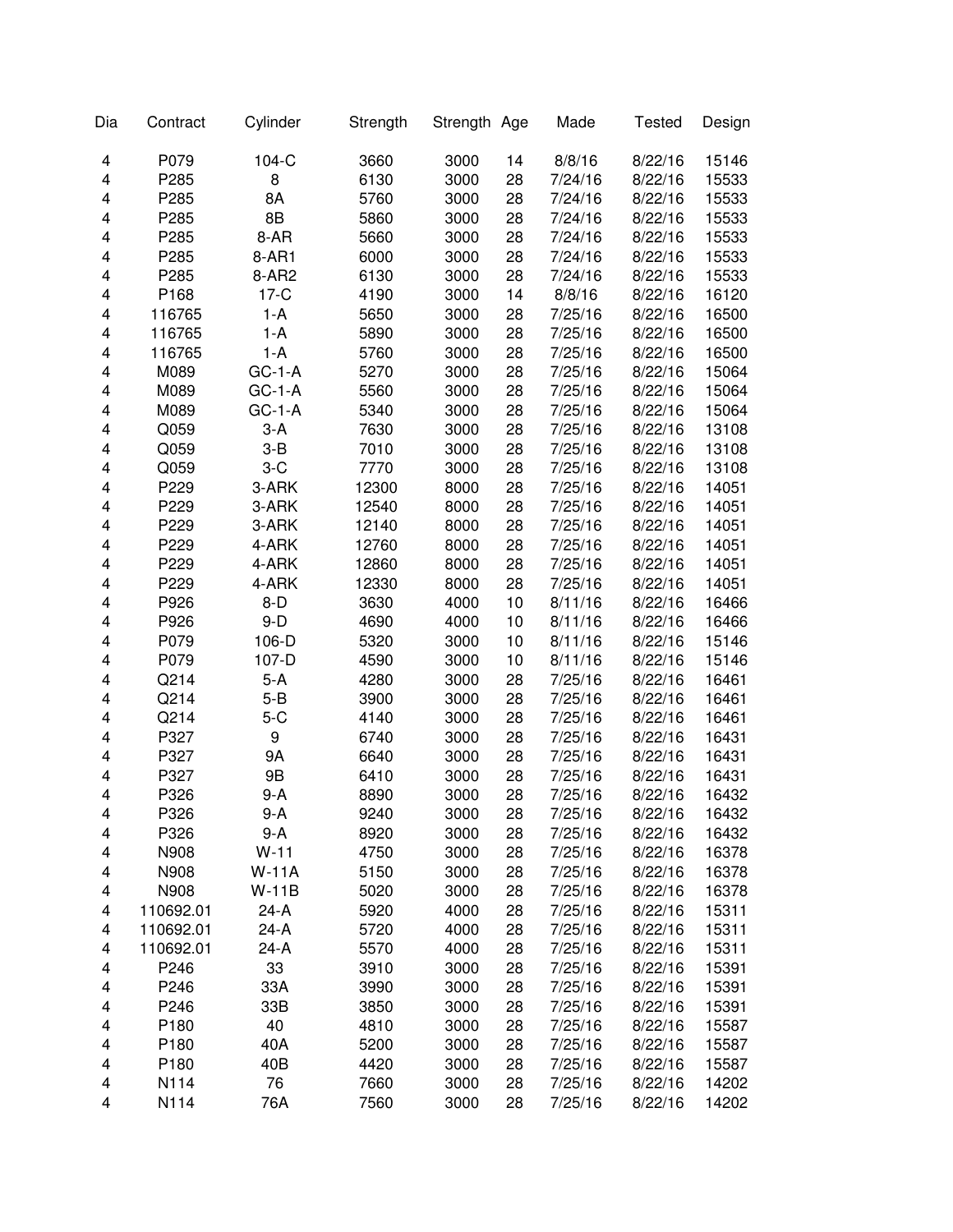| Dia | Contract | Cylinder | Strength | Strength | Age | Made | Tested | Design |
|---|---|---|---|---|---|---|---|---|
| 4 | P079 | 104-C | 3660 | 3000 | 14 | 8/8/16 | 8/22/16 | 15146 |
| 4 | P285 | 8 | 6130 | 3000 | 28 | 7/24/16 | 8/22/16 | 15533 |
| 4 | P285 | 8A | 5760 | 3000 | 28 | 7/24/16 | 8/22/16 | 15533 |
| 4 | P285 | 8B | 5860 | 3000 | 28 | 7/24/16 | 8/22/16 | 15533 |
| 4 | P285 | 8-AR | 5660 | 3000 | 28 | 7/24/16 | 8/22/16 | 15533 |
| 4 | P285 | 8-AR1 | 6000 | 3000 | 28 | 7/24/16 | 8/22/16 | 15533 |
| 4 | P285 | 8-AR2 | 6130 | 3000 | 28 | 7/24/16 | 8/22/16 | 15533 |
| 4 | P168 | 17-C | 4190 | 3000 | 14 | 8/8/16 | 8/22/16 | 16120 |
| 4 | 116765 | 1-A | 5650 | 3000 | 28 | 7/25/16 | 8/22/16 | 16500 |
| 4 | 116765 | 1-A | 5890 | 3000 | 28 | 7/25/16 | 8/22/16 | 16500 |
| 4 | 116765 | 1-A | 5760 | 3000 | 28 | 7/25/16 | 8/22/16 | 16500 |
| 4 | M089 | GC-1-A | 5270 | 3000 | 28 | 7/25/16 | 8/22/16 | 15064 |
| 4 | M089 | GC-1-A | 5560 | 3000 | 28 | 7/25/16 | 8/22/16 | 15064 |
| 4 | M089 | GC-1-A | 5340 | 3000 | 28 | 7/25/16 | 8/22/16 | 15064 |
| 4 | Q059 | 3-A | 7630 | 3000 | 28 | 7/25/16 | 8/22/16 | 13108 |
| 4 | Q059 | 3-B | 7010 | 3000 | 28 | 7/25/16 | 8/22/16 | 13108 |
| 4 | Q059 | 3-C | 7770 | 3000 | 28 | 7/25/16 | 8/22/16 | 13108 |
| 4 | P229 | 3-ARK | 12300 | 8000 | 28 | 7/25/16 | 8/22/16 | 14051 |
| 4 | P229 | 3-ARK | 12540 | 8000 | 28 | 7/25/16 | 8/22/16 | 14051 |
| 4 | P229 | 3-ARK | 12140 | 8000 | 28 | 7/25/16 | 8/22/16 | 14051 |
| 4 | P229 | 4-ARK | 12760 | 8000 | 28 | 7/25/16 | 8/22/16 | 14051 |
| 4 | P229 | 4-ARK | 12860 | 8000 | 28 | 7/25/16 | 8/22/16 | 14051 |
| 4 | P229 | 4-ARK | 12330 | 8000 | 28 | 7/25/16 | 8/22/16 | 14051 |
| 4 | P926 | 8-D | 3630 | 4000 | 10 | 8/11/16 | 8/22/16 | 16466 |
| 4 | P926 | 9-D | 4690 | 4000 | 10 | 8/11/16 | 8/22/16 | 16466 |
| 4 | P079 | 106-D | 5320 | 3000 | 10 | 8/11/16 | 8/22/16 | 15146 |
| 4 | P079 | 107-D | 4590 | 3000 | 10 | 8/11/16 | 8/22/16 | 15146 |
| 4 | Q214 | 5-A | 4280 | 3000 | 28 | 7/25/16 | 8/22/16 | 16461 |
| 4 | Q214 | 5-B | 3900 | 3000 | 28 | 7/25/16 | 8/22/16 | 16461 |
| 4 | Q214 | 5-C | 4140 | 3000 | 28 | 7/25/16 | 8/22/16 | 16461 |
| 4 | P327 | 9 | 6740 | 3000 | 28 | 7/25/16 | 8/22/16 | 16431 |
| 4 | P327 | 9A | 6640 | 3000 | 28 | 7/25/16 | 8/22/16 | 16431 |
| 4 | P327 | 9B | 6410 | 3000 | 28 | 7/25/16 | 8/22/16 | 16431 |
| 4 | P326 | 9-A | 8890 | 3000 | 28 | 7/25/16 | 8/22/16 | 16432 |
| 4 | P326 | 9-A | 9240 | 3000 | 28 | 7/25/16 | 8/22/16 | 16432 |
| 4 | P326 | 9-A | 8920 | 3000 | 28 | 7/25/16 | 8/22/16 | 16432 |
| 4 | N908 | W-11 | 4750 | 3000 | 28 | 7/25/16 | 8/22/16 | 16378 |
| 4 | N908 | W-11A | 5150 | 3000 | 28 | 7/25/16 | 8/22/16 | 16378 |
| 4 | N908 | W-11B | 5020 | 3000 | 28 | 7/25/16 | 8/22/16 | 16378 |
| 4 | 110692.01 | 24-A | 5920 | 4000 | 28 | 7/25/16 | 8/22/16 | 15311 |
| 4 | 110692.01 | 24-A | 5720 | 4000 | 28 | 7/25/16 | 8/22/16 | 15311 |
| 4 | 110692.01 | 24-A | 5570 | 4000 | 28 | 7/25/16 | 8/22/16 | 15311 |
| 4 | P246 | 33 | 3910 | 3000 | 28 | 7/25/16 | 8/22/16 | 15391 |
| 4 | P246 | 33A | 3990 | 3000 | 28 | 7/25/16 | 8/22/16 | 15391 |
| 4 | P246 | 33B | 3850 | 3000 | 28 | 7/25/16 | 8/22/16 | 15391 |
| 4 | P180 | 40 | 4810 | 3000 | 28 | 7/25/16 | 8/22/16 | 15587 |
| 4 | P180 | 40A | 5200 | 3000 | 28 | 7/25/16 | 8/22/16 | 15587 |
| 4 | P180 | 40B | 4420 | 3000 | 28 | 7/25/16 | 8/22/16 | 15587 |
| 4 | N114 | 76 | 7660 | 3000 | 28 | 7/25/16 | 8/22/16 | 14202 |
| 4 | N114 | 76A | 7560 | 3000 | 28 | 7/25/16 | 8/22/16 | 14202 |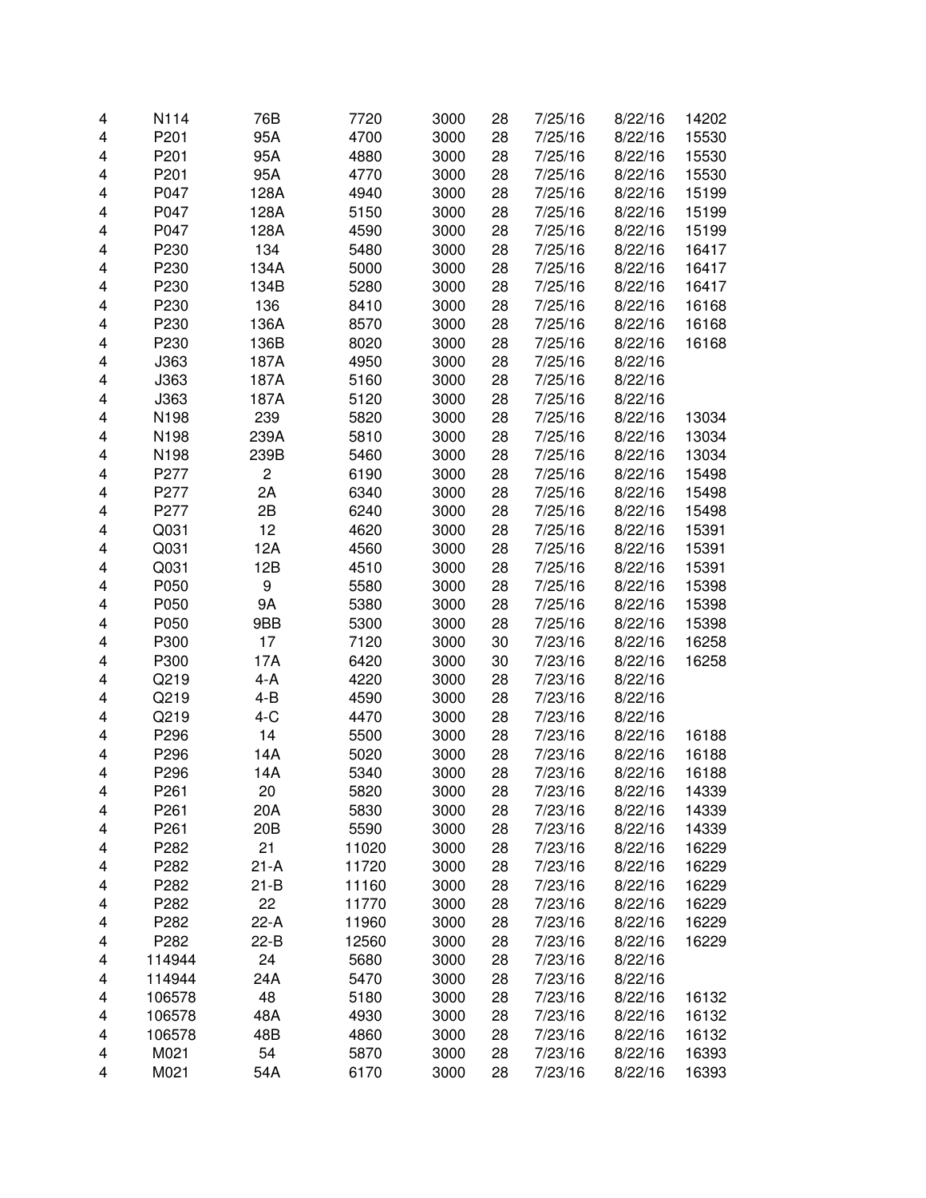| | | | | | | | | |
|---|---|---|---|---|---|---|---|---|
| 4 | N114 | 76B | 7720 | 3000 | 28 | 7/25/16 | 8/22/16 | 14202 |
| 4 | P201 | 95A | 4700 | 3000 | 28 | 7/25/16 | 8/22/16 | 15530 |
| 4 | P201 | 95A | 4880 | 3000 | 28 | 7/25/16 | 8/22/16 | 15530 |
| 4 | P201 | 95A | 4770 | 3000 | 28 | 7/25/16 | 8/22/16 | 15530 |
| 4 | P047 | 128A | 4940 | 3000 | 28 | 7/25/16 | 8/22/16 | 15199 |
| 4 | P047 | 128A | 5150 | 3000 | 28 | 7/25/16 | 8/22/16 | 15199 |
| 4 | P047 | 128A | 4590 | 3000 | 28 | 7/25/16 | 8/22/16 | 15199 |
| 4 | P230 | 134 | 5480 | 3000 | 28 | 7/25/16 | 8/22/16 | 16417 |
| 4 | P230 | 134A | 5000 | 3000 | 28 | 7/25/16 | 8/22/16 | 16417 |
| 4 | P230 | 134B | 5280 | 3000 | 28 | 7/25/16 | 8/22/16 | 16417 |
| 4 | P230 | 136 | 8410 | 3000 | 28 | 7/25/16 | 8/22/16 | 16168 |
| 4 | P230 | 136A | 8570 | 3000 | 28 | 7/25/16 | 8/22/16 | 16168 |
| 4 | P230 | 136B | 8020 | 3000 | 28 | 7/25/16 | 8/22/16 | 16168 |
| 4 | J363 | 187A | 4950 | 3000 | 28 | 7/25/16 | 8/22/16 | |
| 4 | J363 | 187A | 5160 | 3000 | 28 | 7/25/16 | 8/22/16 | |
| 4 | J363 | 187A | 5120 | 3000 | 28 | 7/25/16 | 8/22/16 | |
| 4 | N198 | 239 | 5820 | 3000 | 28 | 7/25/16 | 8/22/16 | 13034 |
| 4 | N198 | 239A | 5810 | 3000 | 28 | 7/25/16 | 8/22/16 | 13034 |
| 4 | N198 | 239B | 5460 | 3000 | 28 | 7/25/16 | 8/22/16 | 13034 |
| 4 | P277 | 2 | 6190 | 3000 | 28 | 7/25/16 | 8/22/16 | 15498 |
| 4 | P277 | 2A | 6340 | 3000 | 28 | 7/25/16 | 8/22/16 | 15498 |
| 4 | P277 | 2B | 6240 | 3000 | 28 | 7/25/16 | 8/22/16 | 15498 |
| 4 | Q031 | 12 | 4620 | 3000 | 28 | 7/25/16 | 8/22/16 | 15391 |
| 4 | Q031 | 12A | 4560 | 3000 | 28 | 7/25/16 | 8/22/16 | 15391 |
| 4 | Q031 | 12B | 4510 | 3000 | 28 | 7/25/16 | 8/22/16 | 15391 |
| 4 | P050 | 9 | 5580 | 3000 | 28 | 7/25/16 | 8/22/16 | 15398 |
| 4 | P050 | 9A | 5380 | 3000 | 28 | 7/25/16 | 8/22/16 | 15398 |
| 4 | P050 | 9BB | 5300 | 3000 | 28 | 7/25/16 | 8/22/16 | 15398 |
| 4 | P300 | 17 | 7120 | 3000 | 30 | 7/23/16 | 8/22/16 | 16258 |
| 4 | P300 | 17A | 6420 | 3000 | 30 | 7/23/16 | 8/22/16 | 16258 |
| 4 | Q219 | 4-A | 4220 | 3000 | 28 | 7/23/16 | 8/22/16 | |
| 4 | Q219 | 4-B | 4590 | 3000 | 28 | 7/23/16 | 8/22/16 | |
| 4 | Q219 | 4-C | 4470 | 3000 | 28 | 7/23/16 | 8/22/16 | |
| 4 | P296 | 14 | 5500 | 3000 | 28 | 7/23/16 | 8/22/16 | 16188 |
| 4 | P296 | 14A | 5020 | 3000 | 28 | 7/23/16 | 8/22/16 | 16188 |
| 4 | P296 | 14A | 5340 | 3000 | 28 | 7/23/16 | 8/22/16 | 16188 |
| 4 | P261 | 20 | 5820 | 3000 | 28 | 7/23/16 | 8/22/16 | 14339 |
| 4 | P261 | 20A | 5830 | 3000 | 28 | 7/23/16 | 8/22/16 | 14339 |
| 4 | P261 | 20B | 5590 | 3000 | 28 | 7/23/16 | 8/22/16 | 14339 |
| 4 | P282 | 21 | 11020 | 3000 | 28 | 7/23/16 | 8/22/16 | 16229 |
| 4 | P282 | 21-A | 11720 | 3000 | 28 | 7/23/16 | 8/22/16 | 16229 |
| 4 | P282 | 21-B | 11160 | 3000 | 28 | 7/23/16 | 8/22/16 | 16229 |
| 4 | P282 | 22 | 11770 | 3000 | 28 | 7/23/16 | 8/22/16 | 16229 |
| 4 | P282 | 22-A | 11960 | 3000 | 28 | 7/23/16 | 8/22/16 | 16229 |
| 4 | P282 | 22-B | 12560 | 3000 | 28 | 7/23/16 | 8/22/16 | 16229 |
| 4 | 114944 | 24 | 5680 | 3000 | 28 | 7/23/16 | 8/22/16 | |
| 4 | 114944 | 24A | 5470 | 3000 | 28 | 7/23/16 | 8/22/16 | |
| 4 | 106578 | 48 | 5180 | 3000 | 28 | 7/23/16 | 8/22/16 | 16132 |
| 4 | 106578 | 48A | 4930 | 3000 | 28 | 7/23/16 | 8/22/16 | 16132 |
| 4 | 106578 | 48B | 4860 | 3000 | 28 | 7/23/16 | 8/22/16 | 16132 |
| 4 | M021 | 54 | 5870 | 3000 | 28 | 7/23/16 | 8/22/16 | 16393 |
| 4 | M021 | 54A | 6170 | 3000 | 28 | 7/23/16 | 8/22/16 | 16393 |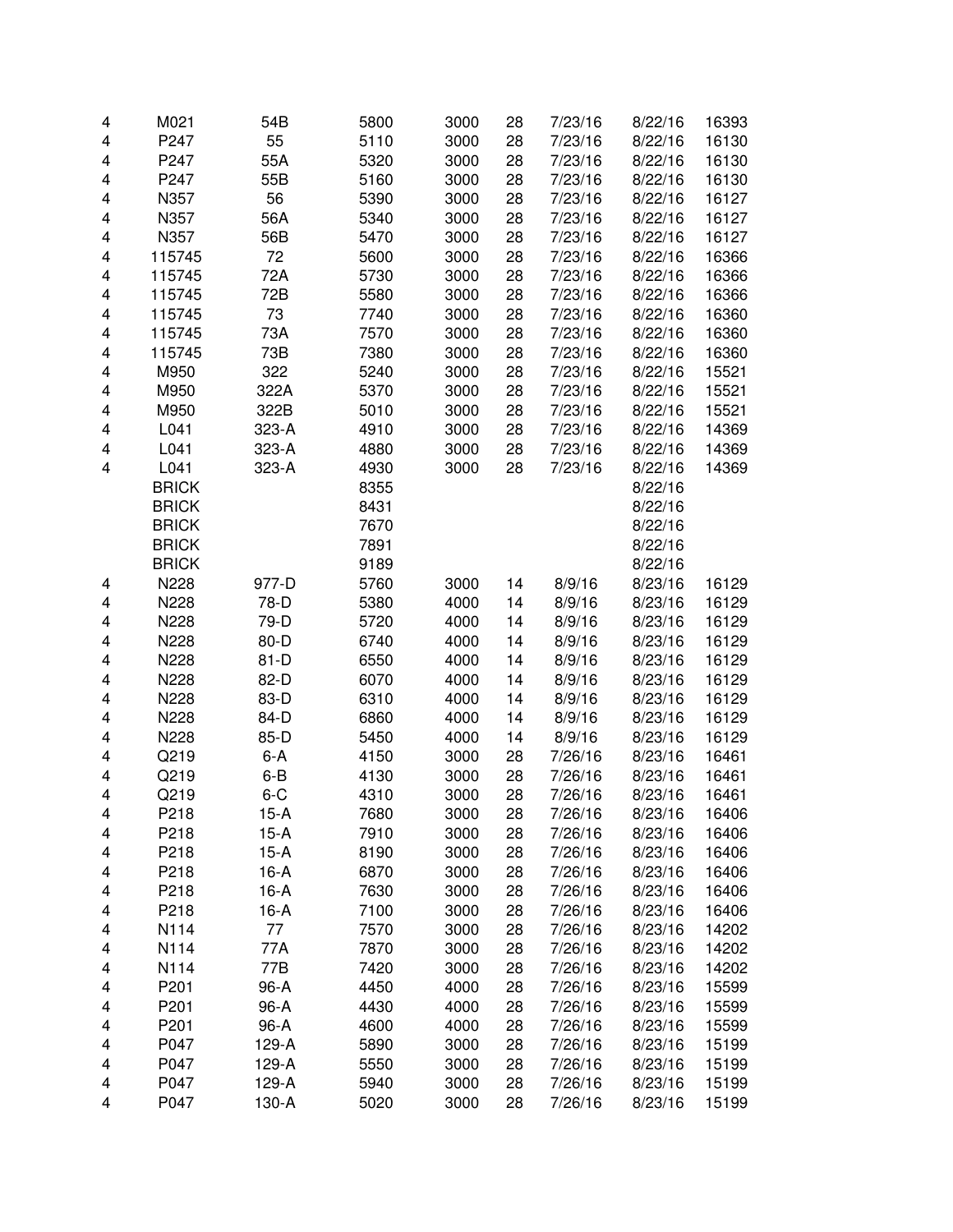| | | | | | | | | |
|---|---|---|---|---|---|---|---|---|
| 4 | M021 | 54B | 5800 | 3000 | 28 | 7/23/16 | 8/22/16 | 16393 |
| 4 | P247 | 55 | 5110 | 3000 | 28 | 7/23/16 | 8/22/16 | 16130 |
| 4 | P247 | 55A | 5320 | 3000 | 28 | 7/23/16 | 8/22/16 | 16130 |
| 4 | P247 | 55B | 5160 | 3000 | 28 | 7/23/16 | 8/22/16 | 16130 |
| 4 | N357 | 56 | 5390 | 3000 | 28 | 7/23/16 | 8/22/16 | 16127 |
| 4 | N357 | 56A | 5340 | 3000 | 28 | 7/23/16 | 8/22/16 | 16127 |
| 4 | N357 | 56B | 5470 | 3000 | 28 | 7/23/16 | 8/22/16 | 16127 |
| 4 | 115745 | 72 | 5600 | 3000 | 28 | 7/23/16 | 8/22/16 | 16366 |
| 4 | 115745 | 72A | 5730 | 3000 | 28 | 7/23/16 | 8/22/16 | 16366 |
| 4 | 115745 | 72B | 5580 | 3000 | 28 | 7/23/16 | 8/22/16 | 16366 |
| 4 | 115745 | 73 | 7740 | 3000 | 28 | 7/23/16 | 8/22/16 | 16360 |
| 4 | 115745 | 73A | 7570 | 3000 | 28 | 7/23/16 | 8/22/16 | 16360 |
| 4 | 115745 | 73B | 7380 | 3000 | 28 | 7/23/16 | 8/22/16 | 16360 |
| 4 | M950 | 322 | 5240 | 3000 | 28 | 7/23/16 | 8/22/16 | 15521 |
| 4 | M950 | 322A | 5370 | 3000 | 28 | 7/23/16 | 8/22/16 | 15521 |
| 4 | M950 | 322B | 5010 | 3000 | 28 | 7/23/16 | 8/22/16 | 15521 |
| 4 | L041 | 323-A | 4910 | 3000 | 28 | 7/23/16 | 8/22/16 | 14369 |
| 4 | L041 | 323-A | 4880 | 3000 | 28 | 7/23/16 | 8/22/16 | 14369 |
| 4 | L041 | 323-A | 4930 | 3000 | 28 | 7/23/16 | 8/22/16 | 14369 |
| | BRICK | | 8355 | | | | 8/22/16 | |
| | BRICK | | 8431 | | | | 8/22/16 | |
| | BRICK | | 7670 | | | | 8/22/16 | |
| | BRICK | | 7891 | | | | 8/22/16 | |
| | BRICK | | 9189 | | | | 8/22/16 | |
| 4 | N228 | 977-D | 5760 | 3000 | 14 | 8/9/16 | 8/23/16 | 16129 |
| 4 | N228 | 78-D | 5380 | 4000 | 14 | 8/9/16 | 8/23/16 | 16129 |
| 4 | N228 | 79-D | 5720 | 4000 | 14 | 8/9/16 | 8/23/16 | 16129 |
| 4 | N228 | 80-D | 6740 | 4000 | 14 | 8/9/16 | 8/23/16 | 16129 |
| 4 | N228 | 81-D | 6550 | 4000 | 14 | 8/9/16 | 8/23/16 | 16129 |
| 4 | N228 | 82-D | 6070 | 4000 | 14 | 8/9/16 | 8/23/16 | 16129 |
| 4 | N228 | 83-D | 6310 | 4000 | 14 | 8/9/16 | 8/23/16 | 16129 |
| 4 | N228 | 84-D | 6860 | 4000 | 14 | 8/9/16 | 8/23/16 | 16129 |
| 4 | N228 | 85-D | 5450 | 4000 | 14 | 8/9/16 | 8/23/16 | 16129 |
| 4 | Q219 | 6-A | 4150 | 3000 | 28 | 7/26/16 | 8/23/16 | 16461 |
| 4 | Q219 | 6-B | 4130 | 3000 | 28 | 7/26/16 | 8/23/16 | 16461 |
| 4 | Q219 | 6-C | 4310 | 3000 | 28 | 7/26/16 | 8/23/16 | 16461 |
| 4 | P218 | 15-A | 7680 | 3000 | 28 | 7/26/16 | 8/23/16 | 16406 |
| 4 | P218 | 15-A | 7910 | 3000 | 28 | 7/26/16 | 8/23/16 | 16406 |
| 4 | P218 | 15-A | 8190 | 3000 | 28 | 7/26/16 | 8/23/16 | 16406 |
| 4 | P218 | 16-A | 6870 | 3000 | 28 | 7/26/16 | 8/23/16 | 16406 |
| 4 | P218 | 16-A | 7630 | 3000 | 28 | 7/26/16 | 8/23/16 | 16406 |
| 4 | P218 | 16-A | 7100 | 3000 | 28 | 7/26/16 | 8/23/16 | 16406 |
| 4 | N114 | 77 | 7570 | 3000 | 28 | 7/26/16 | 8/23/16 | 14202 |
| 4 | N114 | 77A | 7870 | 3000 | 28 | 7/26/16 | 8/23/16 | 14202 |
| 4 | N114 | 77B | 7420 | 3000 | 28 | 7/26/16 | 8/23/16 | 14202 |
| 4 | P201 | 96-A | 4450 | 4000 | 28 | 7/26/16 | 8/23/16 | 15599 |
| 4 | P201 | 96-A | 4430 | 4000 | 28 | 7/26/16 | 8/23/16 | 15599 |
| 4 | P201 | 96-A | 4600 | 4000 | 28 | 7/26/16 | 8/23/16 | 15599 |
| 4 | P047 | 129-A | 5890 | 3000 | 28 | 7/26/16 | 8/23/16 | 15199 |
| 4 | P047 | 129-A | 5550 | 3000 | 28 | 7/26/16 | 8/23/16 | 15199 |
| 4 | P047 | 129-A | 5940 | 3000 | 28 | 7/26/16 | 8/23/16 | 15199 |
| 4 | P047 | 130-A | 5020 | 3000 | 28 | 7/26/16 | 8/23/16 | 15199 |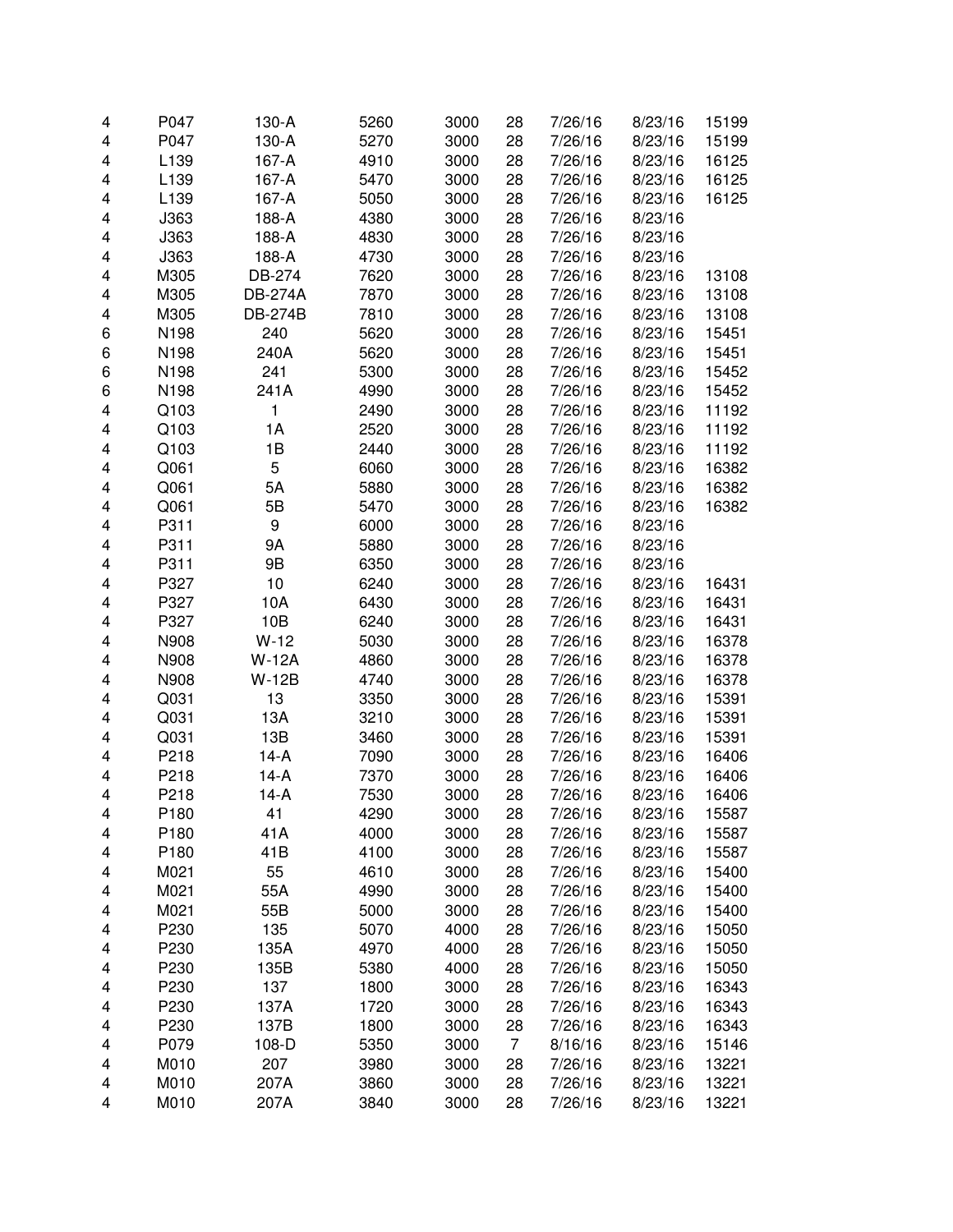| | | | | | | | | |
|---|---|---|---|---|---|---|---|---|
| 4 | P047 | 130-A | 5260 | 3000 | 28 | 7/26/16 | 8/23/16 | 15199 |
| 4 | P047 | 130-A | 5270 | 3000 | 28 | 7/26/16 | 8/23/16 | 15199 |
| 4 | L139 | 167-A | 4910 | 3000 | 28 | 7/26/16 | 8/23/16 | 16125 |
| 4 | L139 | 167-A | 5470 | 3000 | 28 | 7/26/16 | 8/23/16 | 16125 |
| 4 | L139 | 167-A | 5050 | 3000 | 28 | 7/26/16 | 8/23/16 | 16125 |
| 4 | J363 | 188-A | 4380 | 3000 | 28 | 7/26/16 | 8/23/16 | |
| 4 | J363 | 188-A | 4830 | 3000 | 28 | 7/26/16 | 8/23/16 | |
| 4 | J363 | 188-A | 4730 | 3000 | 28 | 7/26/16 | 8/23/16 | |
| 4 | M305 | DB-274 | 7620 | 3000 | 28 | 7/26/16 | 8/23/16 | 13108 |
| 4 | M305 | DB-274A | 7870 | 3000 | 28 | 7/26/16 | 8/23/16 | 13108 |
| 4 | M305 | DB-274B | 7810 | 3000 | 28 | 7/26/16 | 8/23/16 | 13108 |
| 6 | N198 | 240 | 5620 | 3000 | 28 | 7/26/16 | 8/23/16 | 15451 |
| 6 | N198 | 240A | 5620 | 3000 | 28 | 7/26/16 | 8/23/16 | 15451 |
| 6 | N198 | 241 | 5300 | 3000 | 28 | 7/26/16 | 8/23/16 | 15452 |
| 6 | N198 | 241A | 4990 | 3000 | 28 | 7/26/16 | 8/23/16 | 15452 |
| 4 | Q103 | 1 | 2490 | 3000 | 28 | 7/26/16 | 8/23/16 | 11192 |
| 4 | Q103 | 1A | 2520 | 3000 | 28 | 7/26/16 | 8/23/16 | 11192 |
| 4 | Q103 | 1B | 2440 | 3000 | 28 | 7/26/16 | 8/23/16 | 11192 |
| 4 | Q061 | 5 | 6060 | 3000 | 28 | 7/26/16 | 8/23/16 | 16382 |
| 4 | Q061 | 5A | 5880 | 3000 | 28 | 7/26/16 | 8/23/16 | 16382 |
| 4 | Q061 | 5B | 5470 | 3000 | 28 | 7/26/16 | 8/23/16 | 16382 |
| 4 | P311 | 9 | 6000 | 3000 | 28 | 7/26/16 | 8/23/16 | |
| 4 | P311 | 9A | 5880 | 3000 | 28 | 7/26/16 | 8/23/16 | |
| 4 | P311 | 9B | 6350 | 3000 | 28 | 7/26/16 | 8/23/16 | |
| 4 | P327 | 10 | 6240 | 3000 | 28 | 7/26/16 | 8/23/16 | 16431 |
| 4 | P327 | 10A | 6430 | 3000 | 28 | 7/26/16 | 8/23/16 | 16431 |
| 4 | P327 | 10B | 6240 | 3000 | 28 | 7/26/16 | 8/23/16 | 16431 |
| 4 | N908 | W-12 | 5030 | 3000 | 28 | 7/26/16 | 8/23/16 | 16378 |
| 4 | N908 | W-12A | 4860 | 3000 | 28 | 7/26/16 | 8/23/16 | 16378 |
| 4 | N908 | W-12B | 4740 | 3000 | 28 | 7/26/16 | 8/23/16 | 16378 |
| 4 | Q031 | 13 | 3350 | 3000 | 28 | 7/26/16 | 8/23/16 | 15391 |
| 4 | Q031 | 13A | 3210 | 3000 | 28 | 7/26/16 | 8/23/16 | 15391 |
| 4 | Q031 | 13B | 3460 | 3000 | 28 | 7/26/16 | 8/23/16 | 15391 |
| 4 | P218 | 14-A | 7090 | 3000 | 28 | 7/26/16 | 8/23/16 | 16406 |
| 4 | P218 | 14-A | 7370 | 3000 | 28 | 7/26/16 | 8/23/16 | 16406 |
| 4 | P218 | 14-A | 7530 | 3000 | 28 | 7/26/16 | 8/23/16 | 16406 |
| 4 | P180 | 41 | 4290 | 3000 | 28 | 7/26/16 | 8/23/16 | 15587 |
| 4 | P180 | 41A | 4000 | 3000 | 28 | 7/26/16 | 8/23/16 | 15587 |
| 4 | P180 | 41B | 4100 | 3000 | 28 | 7/26/16 | 8/23/16 | 15587 |
| 4 | M021 | 55 | 4610 | 3000 | 28 | 7/26/16 | 8/23/16 | 15400 |
| 4 | M021 | 55A | 4990 | 3000 | 28 | 7/26/16 | 8/23/16 | 15400 |
| 4 | M021 | 55B | 5000 | 3000 | 28 | 7/26/16 | 8/23/16 | 15400 |
| 4 | P230 | 135 | 5070 | 4000 | 28 | 7/26/16 | 8/23/16 | 15050 |
| 4 | P230 | 135A | 4970 | 4000 | 28 | 7/26/16 | 8/23/16 | 15050 |
| 4 | P230 | 135B | 5380 | 4000 | 28 | 7/26/16 | 8/23/16 | 15050 |
| 4 | P230 | 137 | 1800 | 3000 | 28 | 7/26/16 | 8/23/16 | 16343 |
| 4 | P230 | 137A | 1720 | 3000 | 28 | 7/26/16 | 8/23/16 | 16343 |
| 4 | P230 | 137B | 1800 | 3000 | 28 | 7/26/16 | 8/23/16 | 16343 |
| 4 | P079 | 108-D | 5350 | 3000 | 7 | 8/16/16 | 8/23/16 | 15146 |
| 4 | M010 | 207 | 3980 | 3000 | 28 | 7/26/16 | 8/23/16 | 13221 |
| 4 | M010 | 207A | 3860 | 3000 | 28 | 7/26/16 | 8/23/16 | 13221 |
| 4 | M010 | 207A | 3840 | 3000 | 28 | 7/26/16 | 8/23/16 | 13221 |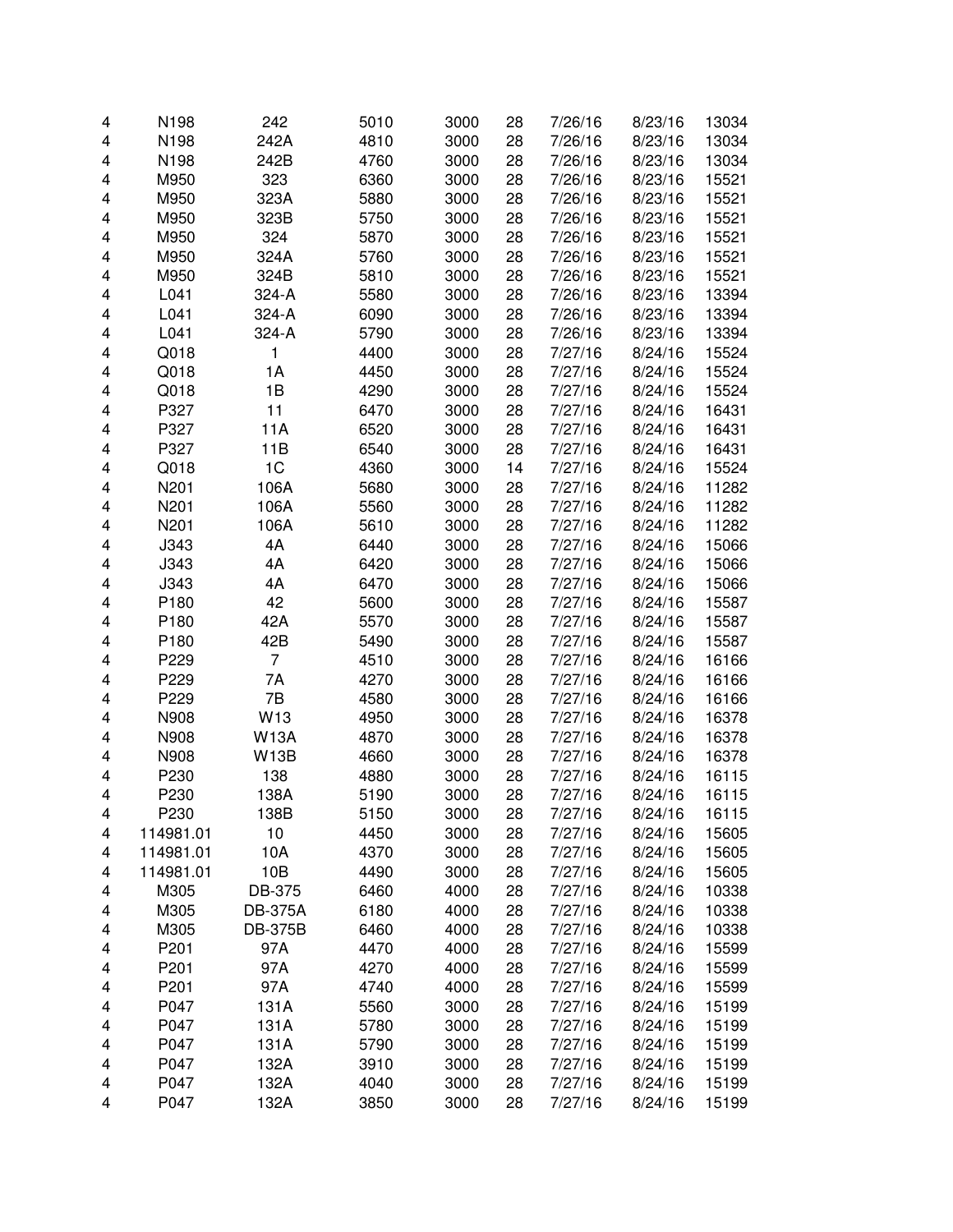| | | | | | | | | |
|---|---|---|---|---|---|---|---|---|
| 4 | N198 | 242 | 5010 | 3000 | 28 | 7/26/16 | 8/23/16 | 13034 |
| 4 | N198 | 242A | 4810 | 3000 | 28 | 7/26/16 | 8/23/16 | 13034 |
| 4 | N198 | 242B | 4760 | 3000 | 28 | 7/26/16 | 8/23/16 | 13034 |
| 4 | M950 | 323 | 6360 | 3000 | 28 | 7/26/16 | 8/23/16 | 15521 |
| 4 | M950 | 323A | 5880 | 3000 | 28 | 7/26/16 | 8/23/16 | 15521 |
| 4 | M950 | 323B | 5750 | 3000 | 28 | 7/26/16 | 8/23/16 | 15521 |
| 4 | M950 | 324 | 5870 | 3000 | 28 | 7/26/16 | 8/23/16 | 15521 |
| 4 | M950 | 324A | 5760 | 3000 | 28 | 7/26/16 | 8/23/16 | 15521 |
| 4 | M950 | 324B | 5810 | 3000 | 28 | 7/26/16 | 8/23/16 | 15521 |
| 4 | L041 | 324-A | 5580 | 3000 | 28 | 7/26/16 | 8/23/16 | 13394 |
| 4 | L041 | 324-A | 6090 | 3000 | 28 | 7/26/16 | 8/23/16 | 13394 |
| 4 | L041 | 324-A | 5790 | 3000 | 28 | 7/26/16 | 8/23/16 | 13394 |
| 4 | Q018 | 1 | 4400 | 3000 | 28 | 7/27/16 | 8/24/16 | 15524 |
| 4 | Q018 | 1A | 4450 | 3000 | 28 | 7/27/16 | 8/24/16 | 15524 |
| 4 | Q018 | 1B | 4290 | 3000 | 28 | 7/27/16 | 8/24/16 | 15524 |
| 4 | P327 | 11 | 6470 | 3000 | 28 | 7/27/16 | 8/24/16 | 16431 |
| 4 | P327 | 11A | 6520 | 3000 | 28 | 7/27/16 | 8/24/16 | 16431 |
| 4 | P327 | 11B | 6540 | 3000 | 28 | 7/27/16 | 8/24/16 | 16431 |
| 4 | Q018 | 1C | 4360 | 3000 | 14 | 7/27/16 | 8/24/16 | 15524 |
| 4 | N201 | 106A | 5680 | 3000 | 28 | 7/27/16 | 8/24/16 | 11282 |
| 4 | N201 | 106A | 5560 | 3000 | 28 | 7/27/16 | 8/24/16 | 11282 |
| 4 | N201 | 106A | 5610 | 3000 | 28 | 7/27/16 | 8/24/16 | 11282 |
| 4 | J343 | 4A | 6440 | 3000 | 28 | 7/27/16 | 8/24/16 | 15066 |
| 4 | J343 | 4A | 6420 | 3000 | 28 | 7/27/16 | 8/24/16 | 15066 |
| 4 | J343 | 4A | 6470 | 3000 | 28 | 7/27/16 | 8/24/16 | 15066 |
| 4 | P180 | 42 | 5600 | 3000 | 28 | 7/27/16 | 8/24/16 | 15587 |
| 4 | P180 | 42A | 5570 | 3000 | 28 | 7/27/16 | 8/24/16 | 15587 |
| 4 | P180 | 42B | 5490 | 3000 | 28 | 7/27/16 | 8/24/16 | 15587 |
| 4 | P229 | 7 | 4510 | 3000 | 28 | 7/27/16 | 8/24/16 | 16166 |
| 4 | P229 | 7A | 4270 | 3000 | 28 | 7/27/16 | 8/24/16 | 16166 |
| 4 | P229 | 7B | 4580 | 3000 | 28 | 7/27/16 | 8/24/16 | 16166 |
| 4 | N908 | W13 | 4950 | 3000 | 28 | 7/27/16 | 8/24/16 | 16378 |
| 4 | N908 | W13A | 4870 | 3000 | 28 | 7/27/16 | 8/24/16 | 16378 |
| 4 | N908 | W13B | 4660 | 3000 | 28 | 7/27/16 | 8/24/16 | 16378 |
| 4 | P230 | 138 | 4880 | 3000 | 28 | 7/27/16 | 8/24/16 | 16115 |
| 4 | P230 | 138A | 5190 | 3000 | 28 | 7/27/16 | 8/24/16 | 16115 |
| 4 | P230 | 138B | 5150 | 3000 | 28 | 7/27/16 | 8/24/16 | 16115 |
| 4 | 114981.01 | 10 | 4450 | 3000 | 28 | 7/27/16 | 8/24/16 | 15605 |
| 4 | 114981.01 | 10A | 4370 | 3000 | 28 | 7/27/16 | 8/24/16 | 15605 |
| 4 | 114981.01 | 10B | 4490 | 3000 | 28 | 7/27/16 | 8/24/16 | 15605 |
| 4 | M305 | DB-375 | 6460 | 4000 | 28 | 7/27/16 | 8/24/16 | 10338 |
| 4 | M305 | DB-375A | 6180 | 4000 | 28 | 7/27/16 | 8/24/16 | 10338 |
| 4 | M305 | DB-375B | 6460 | 4000 | 28 | 7/27/16 | 8/24/16 | 10338 |
| 4 | P201 | 97A | 4470 | 4000 | 28 | 7/27/16 | 8/24/16 | 15599 |
| 4 | P201 | 97A | 4270 | 4000 | 28 | 7/27/16 | 8/24/16 | 15599 |
| 4 | P201 | 97A | 4740 | 4000 | 28 | 7/27/16 | 8/24/16 | 15599 |
| 4 | P047 | 131A | 5560 | 3000 | 28 | 7/27/16 | 8/24/16 | 15199 |
| 4 | P047 | 131A | 5780 | 3000 | 28 | 7/27/16 | 8/24/16 | 15199 |
| 4 | P047 | 131A | 5790 | 3000 | 28 | 7/27/16 | 8/24/16 | 15199 |
| 4 | P047 | 132A | 3910 | 3000 | 28 | 7/27/16 | 8/24/16 | 15199 |
| 4 | P047 | 132A | 4040 | 3000 | 28 | 7/27/16 | 8/24/16 | 15199 |
| 4 | P047 | 132A | 3850 | 3000 | 28 | 7/27/16 | 8/24/16 | 15199 |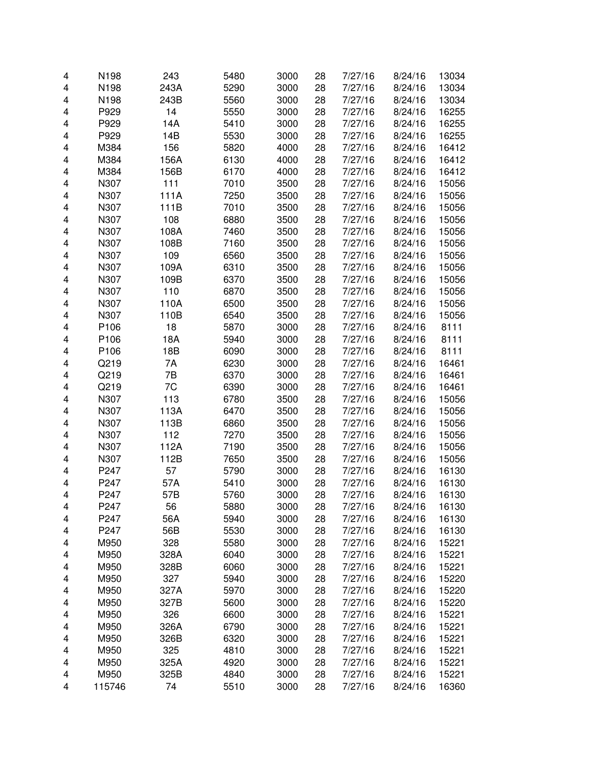| | | | | | | | | |
|---|---|---|---|---|---|---|---|---|
| 4 | N198 | 243 | 5480 | 3000 | 28 | 7/27/16 | 8/24/16 | 13034 |
| 4 | N198 | 243A | 5290 | 3000 | 28 | 7/27/16 | 8/24/16 | 13034 |
| 4 | N198 | 243B | 5560 | 3000 | 28 | 7/27/16 | 8/24/16 | 13034 |
| 4 | P929 | 14 | 5550 | 3000 | 28 | 7/27/16 | 8/24/16 | 16255 |
| 4 | P929 | 14A | 5410 | 3000 | 28 | 7/27/16 | 8/24/16 | 16255 |
| 4 | P929 | 14B | 5530 | 3000 | 28 | 7/27/16 | 8/24/16 | 16255 |
| 4 | M384 | 156 | 5820 | 4000 | 28 | 7/27/16 | 8/24/16 | 16412 |
| 4 | M384 | 156A | 6130 | 4000 | 28 | 7/27/16 | 8/24/16 | 16412 |
| 4 | M384 | 156B | 6170 | 4000 | 28 | 7/27/16 | 8/24/16 | 16412 |
| 4 | N307 | 111 | 7010 | 3500 | 28 | 7/27/16 | 8/24/16 | 15056 |
| 4 | N307 | 111A | 7250 | 3500 | 28 | 7/27/16 | 8/24/16 | 15056 |
| 4 | N307 | 111B | 7010 | 3500 | 28 | 7/27/16 | 8/24/16 | 15056 |
| 4 | N307 | 108 | 6880 | 3500 | 28 | 7/27/16 | 8/24/16 | 15056 |
| 4 | N307 | 108A | 7460 | 3500 | 28 | 7/27/16 | 8/24/16 | 15056 |
| 4 | N307 | 108B | 7160 | 3500 | 28 | 7/27/16 | 8/24/16 | 15056 |
| 4 | N307 | 109 | 6560 | 3500 | 28 | 7/27/16 | 8/24/16 | 15056 |
| 4 | N307 | 109A | 6310 | 3500 | 28 | 7/27/16 | 8/24/16 | 15056 |
| 4 | N307 | 109B | 6370 | 3500 | 28 | 7/27/16 | 8/24/16 | 15056 |
| 4 | N307 | 110 | 6870 | 3500 | 28 | 7/27/16 | 8/24/16 | 15056 |
| 4 | N307 | 110A | 6500 | 3500 | 28 | 7/27/16 | 8/24/16 | 15056 |
| 4 | N307 | 110B | 6540 | 3500 | 28 | 7/27/16 | 8/24/16 | 15056 |
| 4 | P106 | 18 | 5870 | 3000 | 28 | 7/27/16 | 8/24/16 | 8111 |
| 4 | P106 | 18A | 5940 | 3000 | 28 | 7/27/16 | 8/24/16 | 8111 |
| 4 | P106 | 18B | 6090 | 3000 | 28 | 7/27/16 | 8/24/16 | 8111 |
| 4 | Q219 | 7A | 6230 | 3000 | 28 | 7/27/16 | 8/24/16 | 16461 |
| 4 | Q219 | 7B | 6370 | 3000 | 28 | 7/27/16 | 8/24/16 | 16461 |
| 4 | Q219 | 7C | 6390 | 3000 | 28 | 7/27/16 | 8/24/16 | 16461 |
| 4 | N307 | 113 | 6780 | 3500 | 28 | 7/27/16 | 8/24/16 | 15056 |
| 4 | N307 | 113A | 6470 | 3500 | 28 | 7/27/16 | 8/24/16 | 15056 |
| 4 | N307 | 113B | 6860 | 3500 | 28 | 7/27/16 | 8/24/16 | 15056 |
| 4 | N307 | 112 | 7270 | 3500 | 28 | 7/27/16 | 8/24/16 | 15056 |
| 4 | N307 | 112A | 7190 | 3500 | 28 | 7/27/16 | 8/24/16 | 15056 |
| 4 | N307 | 112B | 7650 | 3500 | 28 | 7/27/16 | 8/24/16 | 15056 |
| 4 | P247 | 57 | 5790 | 3000 | 28 | 7/27/16 | 8/24/16 | 16130 |
| 4 | P247 | 57A | 5410 | 3000 | 28 | 7/27/16 | 8/24/16 | 16130 |
| 4 | P247 | 57B | 5760 | 3000 | 28 | 7/27/16 | 8/24/16 | 16130 |
| 4 | P247 | 56 | 5880 | 3000 | 28 | 7/27/16 | 8/24/16 | 16130 |
| 4 | P247 | 56A | 5940 | 3000 | 28 | 7/27/16 | 8/24/16 | 16130 |
| 4 | P247 | 56B | 5530 | 3000 | 28 | 7/27/16 | 8/24/16 | 16130 |
| 4 | M950 | 328 | 5580 | 3000 | 28 | 7/27/16 | 8/24/16 | 15221 |
| 4 | M950 | 328A | 6040 | 3000 | 28 | 7/27/16 | 8/24/16 | 15221 |
| 4 | M950 | 328B | 6060 | 3000 | 28 | 7/27/16 | 8/24/16 | 15221 |
| 4 | M950 | 327 | 5940 | 3000 | 28 | 7/27/16 | 8/24/16 | 15220 |
| 4 | M950 | 327A | 5970 | 3000 | 28 | 7/27/16 | 8/24/16 | 15220 |
| 4 | M950 | 327B | 5600 | 3000 | 28 | 7/27/16 | 8/24/16 | 15220 |
| 4 | M950 | 326 | 6600 | 3000 | 28 | 7/27/16 | 8/24/16 | 15221 |
| 4 | M950 | 326A | 6790 | 3000 | 28 | 7/27/16 | 8/24/16 | 15221 |
| 4 | M950 | 326B | 6320 | 3000 | 28 | 7/27/16 | 8/24/16 | 15221 |
| 4 | M950 | 325 | 4810 | 3000 | 28 | 7/27/16 | 8/24/16 | 15221 |
| 4 | M950 | 325A | 4920 | 3000 | 28 | 7/27/16 | 8/24/16 | 15221 |
| 4 | M950 | 325B | 4840 | 3000 | 28 | 7/27/16 | 8/24/16 | 15221 |
| 4 | 115746 | 74 | 5510 | 3000 | 28 | 7/27/16 | 8/24/16 | 16360 |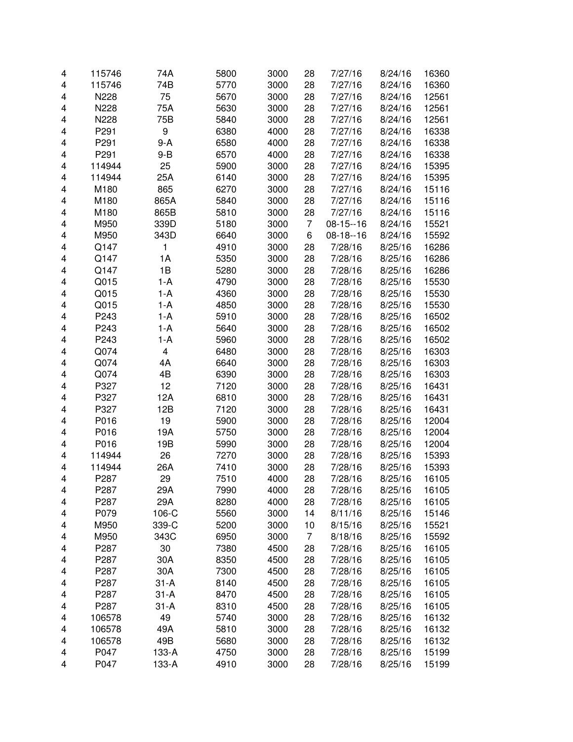| | | | | | | | | |
|---|---|---|---|---|---|---|---|---|
| 4 | 115746 | 74A | 5800 | 3000 | 28 | 7/27/16 | 8/24/16 | 16360 |
| 4 | 115746 | 74B | 5770 | 3000 | 28 | 7/27/16 | 8/24/16 | 16360 |
| 4 | N228 | 75 | 5670 | 3000 | 28 | 7/27/16 | 8/24/16 | 12561 |
| 4 | N228 | 75A | 5630 | 3000 | 28 | 7/27/16 | 8/24/16 | 12561 |
| 4 | N228 | 75B | 5840 | 3000 | 28 | 7/27/16 | 8/24/16 | 12561 |
| 4 | P291 | 9 | 6380 | 4000 | 28 | 7/27/16 | 8/24/16 | 16338 |
| 4 | P291 | 9-A | 6580 | 4000 | 28 | 7/27/16 | 8/24/16 | 16338 |
| 4 | P291 | 9-B | 6570 | 4000 | 28 | 7/27/16 | 8/24/16 | 16338 |
| 4 | 114944 | 25 | 5900 | 3000 | 28 | 7/27/16 | 8/24/16 | 15395 |
| 4 | 114944 | 25A | 6140 | 3000 | 28 | 7/27/16 | 8/24/16 | 15395 |
| 4 | M180 | 865 | 6270 | 3000 | 28 | 7/27/16 | 8/24/16 | 15116 |
| 4 | M180 | 865A | 5840 | 3000 | 28 | 7/27/16 | 8/24/16 | 15116 |
| 4 | M180 | 865B | 5810 | 3000 | 28 | 7/27/16 | 8/24/16 | 15116 |
| 4 | M950 | 339D | 5180 | 3000 | 7 | 08-15--16 | 8/24/16 | 15521 |
| 4 | M950 | 343D | 6640 | 3000 | 6 | 08-18--16 | 8/24/16 | 15592 |
| 4 | Q147 | 1 | 4910 | 3000 | 28 | 7/28/16 | 8/25/16 | 16286 |
| 4 | Q147 | 1A | 5350 | 3000 | 28 | 7/28/16 | 8/25/16 | 16286 |
| 4 | Q147 | 1B | 5280 | 3000 | 28 | 7/28/16 | 8/25/16 | 16286 |
| 4 | Q015 | 1-A | 4790 | 3000 | 28 | 7/28/16 | 8/25/16 | 15530 |
| 4 | Q015 | 1-A | 4360 | 3000 | 28 | 7/28/16 | 8/25/16 | 15530 |
| 4 | Q015 | 1-A | 4850 | 3000 | 28 | 7/28/16 | 8/25/16 | 15530 |
| 4 | P243 | 1-A | 5910 | 3000 | 28 | 7/28/16 | 8/25/16 | 16502 |
| 4 | P243 | 1-A | 5640 | 3000 | 28 | 7/28/16 | 8/25/16 | 16502 |
| 4 | P243 | 1-A | 5960 | 3000 | 28 | 7/28/16 | 8/25/16 | 16502 |
| 4 | Q074 | 4 | 6480 | 3000 | 28 | 7/28/16 | 8/25/16 | 16303 |
| 4 | Q074 | 4A | 6640 | 3000 | 28 | 7/28/16 | 8/25/16 | 16303 |
| 4 | Q074 | 4B | 6390 | 3000 | 28 | 7/28/16 | 8/25/16 | 16303 |
| 4 | P327 | 12 | 7120 | 3000 | 28 | 7/28/16 | 8/25/16 | 16431 |
| 4 | P327 | 12A | 6810 | 3000 | 28 | 7/28/16 | 8/25/16 | 16431 |
| 4 | P327 | 12B | 7120 | 3000 | 28 | 7/28/16 | 8/25/16 | 16431 |
| 4 | P016 | 19 | 5900 | 3000 | 28 | 7/28/16 | 8/25/16 | 12004 |
| 4 | P016 | 19A | 5750 | 3000 | 28 | 7/28/16 | 8/25/16 | 12004 |
| 4 | P016 | 19B | 5990 | 3000 | 28 | 7/28/16 | 8/25/16 | 12004 |
| 4 | 114944 | 26 | 7270 | 3000 | 28 | 7/28/16 | 8/25/16 | 15393 |
| 4 | 114944 | 26A | 7410 | 3000 | 28 | 7/28/16 | 8/25/16 | 15393 |
| 4 | P287 | 29 | 7510 | 4000 | 28 | 7/28/16 | 8/25/16 | 16105 |
| 4 | P287 | 29A | 7990 | 4000 | 28 | 7/28/16 | 8/25/16 | 16105 |
| 4 | P287 | 29A | 8280 | 4000 | 28 | 7/28/16 | 8/25/16 | 16105 |
| 4 | P079 | 106-C | 5560 | 3000 | 14 | 8/11/16 | 8/25/16 | 15146 |
| 4 | M950 | 339-C | 5200 | 3000 | 10 | 8/15/16 | 8/25/16 | 15521 |
| 4 | M950 | 343C | 6950 | 3000 | 7 | 8/18/16 | 8/25/16 | 15592 |
| 4 | P287 | 30 | 7380 | 4500 | 28 | 7/28/16 | 8/25/16 | 16105 |
| 4 | P287 | 30A | 8350 | 4500 | 28 | 7/28/16 | 8/25/16 | 16105 |
| 4 | P287 | 30A | 7300 | 4500 | 28 | 7/28/16 | 8/25/16 | 16105 |
| 4 | P287 | 31-A | 8140 | 4500 | 28 | 7/28/16 | 8/25/16 | 16105 |
| 4 | P287 | 31-A | 8470 | 4500 | 28 | 7/28/16 | 8/25/16 | 16105 |
| 4 | P287 | 31-A | 8310 | 4500 | 28 | 7/28/16 | 8/25/16 | 16105 |
| 4 | 106578 | 49 | 5740 | 3000 | 28 | 7/28/16 | 8/25/16 | 16132 |
| 4 | 106578 | 49A | 5810 | 3000 | 28 | 7/28/16 | 8/25/16 | 16132 |
| 4 | 106578 | 49B | 5680 | 3000 | 28 | 7/28/16 | 8/25/16 | 16132 |
| 4 | P047 | 133-A | 4750 | 3000 | 28 | 7/28/16 | 8/25/16 | 15199 |
| 4 | P047 | 133-A | 4910 | 3000 | 28 | 7/28/16 | 8/25/16 | 15199 |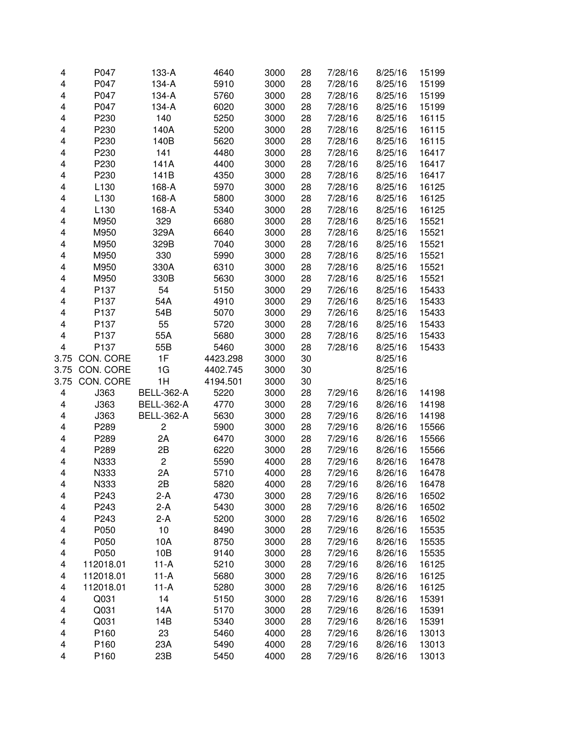| | | | | | | | | |
|---|---|---|---|---|---|---|---|---|
| 4 | P047 | 133-A | 4640 | 3000 | 28 | 7/28/16 | 8/25/16 | 15199 |
| 4 | P047 | 134-A | 5910 | 3000 | 28 | 7/28/16 | 8/25/16 | 15199 |
| 4 | P047 | 134-A | 5760 | 3000 | 28 | 7/28/16 | 8/25/16 | 15199 |
| 4 | P047 | 134-A | 6020 | 3000 | 28 | 7/28/16 | 8/25/16 | 15199 |
| 4 | P230 | 140 | 5250 | 3000 | 28 | 7/28/16 | 8/25/16 | 16115 |
| 4 | P230 | 140A | 5200 | 3000 | 28 | 7/28/16 | 8/25/16 | 16115 |
| 4 | P230 | 140B | 5620 | 3000 | 28 | 7/28/16 | 8/25/16 | 16115 |
| 4 | P230 | 141 | 4480 | 3000 | 28 | 7/28/16 | 8/25/16 | 16417 |
| 4 | P230 | 141A | 4400 | 3000 | 28 | 7/28/16 | 8/25/16 | 16417 |
| 4 | P230 | 141B | 4350 | 3000 | 28 | 7/28/16 | 8/25/16 | 16417 |
| 4 | L130 | 168-A | 5970 | 3000 | 28 | 7/28/16 | 8/25/16 | 16125 |
| 4 | L130 | 168-A | 5800 | 3000 | 28 | 7/28/16 | 8/25/16 | 16125 |
| 4 | L130 | 168-A | 5340 | 3000 | 28 | 7/28/16 | 8/25/16 | 16125 |
| 4 | M950 | 329 | 6680 | 3000 | 28 | 7/28/16 | 8/25/16 | 15521 |
| 4 | M950 | 329A | 6640 | 3000 | 28 | 7/28/16 | 8/25/16 | 15521 |
| 4 | M950 | 329B | 7040 | 3000 | 28 | 7/28/16 | 8/25/16 | 15521 |
| 4 | M950 | 330 | 5990 | 3000 | 28 | 7/28/16 | 8/25/16 | 15521 |
| 4 | M950 | 330A | 6310 | 3000 | 28 | 7/28/16 | 8/25/16 | 15521 |
| 4 | M950 | 330B | 5630 | 3000 | 28 | 7/28/16 | 8/25/16 | 15521 |
| 4 | P137 | 54 | 5150 | 3000 | 29 | 7/26/16 | 8/25/16 | 15433 |
| 4 | P137 | 54A | 4910 | 3000 | 29 | 7/26/16 | 8/25/16 | 15433 |
| 4 | P137 | 54B | 5070 | 3000 | 29 | 7/26/16 | 8/25/16 | 15433 |
| 4 | P137 | 55 | 5720 | 3000 | 28 | 7/28/16 | 8/25/16 | 15433 |
| 4 | P137 | 55A | 5680 | 3000 | 28 | 7/28/16 | 8/25/16 | 15433 |
| 4 | P137 | 55B | 5460 | 3000 | 28 | 7/28/16 | 8/25/16 | 15433 |
| 3.75 | CON. CORE | 1F | 4423.298 | 3000 | 30 | | 8/25/16 | |
| 3.75 | CON. CORE | 1G | 4402.745 | 3000 | 30 | | 8/25/16 | |
| 3.75 | CON. CORE | 1H | 4194.501 | 3000 | 30 | | 8/25/16 | |
| 4 | J363 | BELL-362-A | 5220 | 3000 | 28 | 7/29/16 | 8/26/16 | 14198 |
| 4 | J363 | BELL-362-A | 4770 | 3000 | 28 | 7/29/16 | 8/26/16 | 14198 |
| 4 | J363 | BELL-362-A | 5630 | 3000 | 28 | 7/29/16 | 8/26/16 | 14198 |
| 4 | P289 | 2 | 5900 | 3000 | 28 | 7/29/16 | 8/26/16 | 15566 |
| 4 | P289 | 2A | 6470 | 3000 | 28 | 7/29/16 | 8/26/16 | 15566 |
| 4 | P289 | 2B | 6220 | 3000 | 28 | 7/29/16 | 8/26/16 | 15566 |
| 4 | N333 | 2 | 5590 | 4000 | 28 | 7/29/16 | 8/26/16 | 16478 |
| 4 | N333 | 2A | 5710 | 4000 | 28 | 7/29/16 | 8/26/16 | 16478 |
| 4 | N333 | 2B | 5820 | 4000 | 28 | 7/29/16 | 8/26/16 | 16478 |
| 4 | P243 | 2-A | 4730 | 3000 | 28 | 7/29/16 | 8/26/16 | 16502 |
| 4 | P243 | 2-A | 5430 | 3000 | 28 | 7/29/16 | 8/26/16 | 16502 |
| 4 | P243 | 2-A | 5200 | 3000 | 28 | 7/29/16 | 8/26/16 | 16502 |
| 4 | P050 | 10 | 8490 | 3000 | 28 | 7/29/16 | 8/26/16 | 15535 |
| 4 | P050 | 10A | 8750 | 3000 | 28 | 7/29/16 | 8/26/16 | 15535 |
| 4 | P050 | 10B | 9140 | 3000 | 28 | 7/29/16 | 8/26/16 | 15535 |
| 4 | 112018.01 | 11-A | 5210 | 3000 | 28 | 7/29/16 | 8/26/16 | 16125 |
| 4 | 112018.01 | 11-A | 5680 | 3000 | 28 | 7/29/16 | 8/26/16 | 16125 |
| 4 | 112018.01 | 11-A | 5280 | 3000 | 28 | 7/29/16 | 8/26/16 | 16125 |
| 4 | Q031 | 14 | 5150 | 3000 | 28 | 7/29/16 | 8/26/16 | 15391 |
| 4 | Q031 | 14A | 5170 | 3000 | 28 | 7/29/16 | 8/26/16 | 15391 |
| 4 | Q031 | 14B | 5340 | 3000 | 28 | 7/29/16 | 8/26/16 | 15391 |
| 4 | P160 | 23 | 5460 | 4000 | 28 | 7/29/16 | 8/26/16 | 13013 |
| 4 | P160 | 23A | 5490 | 4000 | 28 | 7/29/16 | 8/26/16 | 13013 |
| 4 | P160 | 23B | 5450 | 4000 | 28 | 7/29/16 | 8/26/16 | 13013 |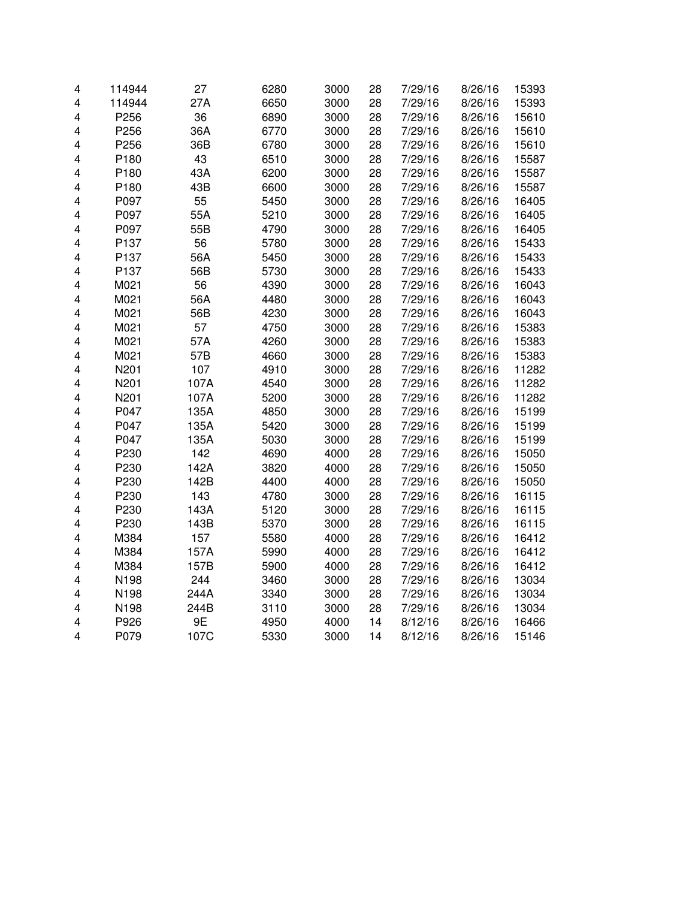| | | | | | | | | |
|---|---|---|---|---|---|---|---|---|
| 4 | 114944 | 27 | 6280 | 3000 | 28 | 7/29/16 | 8/26/16 | 15393 |
| 4 | 114944 | 27A | 6650 | 3000 | 28 | 7/29/16 | 8/26/16 | 15393 |
| 4 | P256 | 36 | 6890 | 3000 | 28 | 7/29/16 | 8/26/16 | 15610 |
| 4 | P256 | 36A | 6770 | 3000 | 28 | 7/29/16 | 8/26/16 | 15610 |
| 4 | P256 | 36B | 6780 | 3000 | 28 | 7/29/16 | 8/26/16 | 15610 |
| 4 | P180 | 43 | 6510 | 3000 | 28 | 7/29/16 | 8/26/16 | 15587 |
| 4 | P180 | 43A | 6200 | 3000 | 28 | 7/29/16 | 8/26/16 | 15587 |
| 4 | P180 | 43B | 6600 | 3000 | 28 | 7/29/16 | 8/26/16 | 15587 |
| 4 | P097 | 55 | 5450 | 3000 | 28 | 7/29/16 | 8/26/16 | 16405 |
| 4 | P097 | 55A | 5210 | 3000 | 28 | 7/29/16 | 8/26/16 | 16405 |
| 4 | P097 | 55B | 4790 | 3000 | 28 | 7/29/16 | 8/26/16 | 16405 |
| 4 | P137 | 56 | 5780 | 3000 | 28 | 7/29/16 | 8/26/16 | 15433 |
| 4 | P137 | 56A | 5450 | 3000 | 28 | 7/29/16 | 8/26/16 | 15433 |
| 4 | P137 | 56B | 5730 | 3000 | 28 | 7/29/16 | 8/26/16 | 15433 |
| 4 | M021 | 56 | 4390 | 3000 | 28 | 7/29/16 | 8/26/16 | 16043 |
| 4 | M021 | 56A | 4480 | 3000 | 28 | 7/29/16 | 8/26/16 | 16043 |
| 4 | M021 | 56B | 4230 | 3000 | 28 | 7/29/16 | 8/26/16 | 16043 |
| 4 | M021 | 57 | 4750 | 3000 | 28 | 7/29/16 | 8/26/16 | 15383 |
| 4 | M021 | 57A | 4260 | 3000 | 28 | 7/29/16 | 8/26/16 | 15383 |
| 4 | M021 | 57B | 4660 | 3000 | 28 | 7/29/16 | 8/26/16 | 15383 |
| 4 | N201 | 107 | 4910 | 3000 | 28 | 7/29/16 | 8/26/16 | 11282 |
| 4 | N201 | 107A | 4540 | 3000 | 28 | 7/29/16 | 8/26/16 | 11282 |
| 4 | N201 | 107A | 5200 | 3000 | 28 | 7/29/16 | 8/26/16 | 11282 |
| 4 | P047 | 135A | 4850 | 3000 | 28 | 7/29/16 | 8/26/16 | 15199 |
| 4 | P047 | 135A | 5420 | 3000 | 28 | 7/29/16 | 8/26/16 | 15199 |
| 4 | P047 | 135A | 5030 | 3000 | 28 | 7/29/16 | 8/26/16 | 15199 |
| 4 | P230 | 142 | 4690 | 4000 | 28 | 7/29/16 | 8/26/16 | 15050 |
| 4 | P230 | 142A | 3820 | 4000 | 28 | 7/29/16 | 8/26/16 | 15050 |
| 4 | P230 | 142B | 4400 | 4000 | 28 | 7/29/16 | 8/26/16 | 15050 |
| 4 | P230 | 143 | 4780 | 3000 | 28 | 7/29/16 | 8/26/16 | 16115 |
| 4 | P230 | 143A | 5120 | 3000 | 28 | 7/29/16 | 8/26/16 | 16115 |
| 4 | P230 | 143B | 5370 | 3000 | 28 | 7/29/16 | 8/26/16 | 16115 |
| 4 | M384 | 157 | 5580 | 4000 | 28 | 7/29/16 | 8/26/16 | 16412 |
| 4 | M384 | 157A | 5990 | 4000 | 28 | 7/29/16 | 8/26/16 | 16412 |
| 4 | M384 | 157B | 5900 | 4000 | 28 | 7/29/16 | 8/26/16 | 16412 |
| 4 | N198 | 244 | 3460 | 3000 | 28 | 7/29/16 | 8/26/16 | 13034 |
| 4 | N198 | 244A | 3340 | 3000 | 28 | 7/29/16 | 8/26/16 | 13034 |
| 4 | N198 | 244B | 3110 | 3000 | 28 | 7/29/16 | 8/26/16 | 13034 |
| 4 | P926 | 9E | 4950 | 4000 | 14 | 8/12/16 | 8/26/16 | 16466 |
| 4 | P079 | 107C | 5330 | 3000 | 14 | 8/12/16 | 8/26/16 | 15146 |